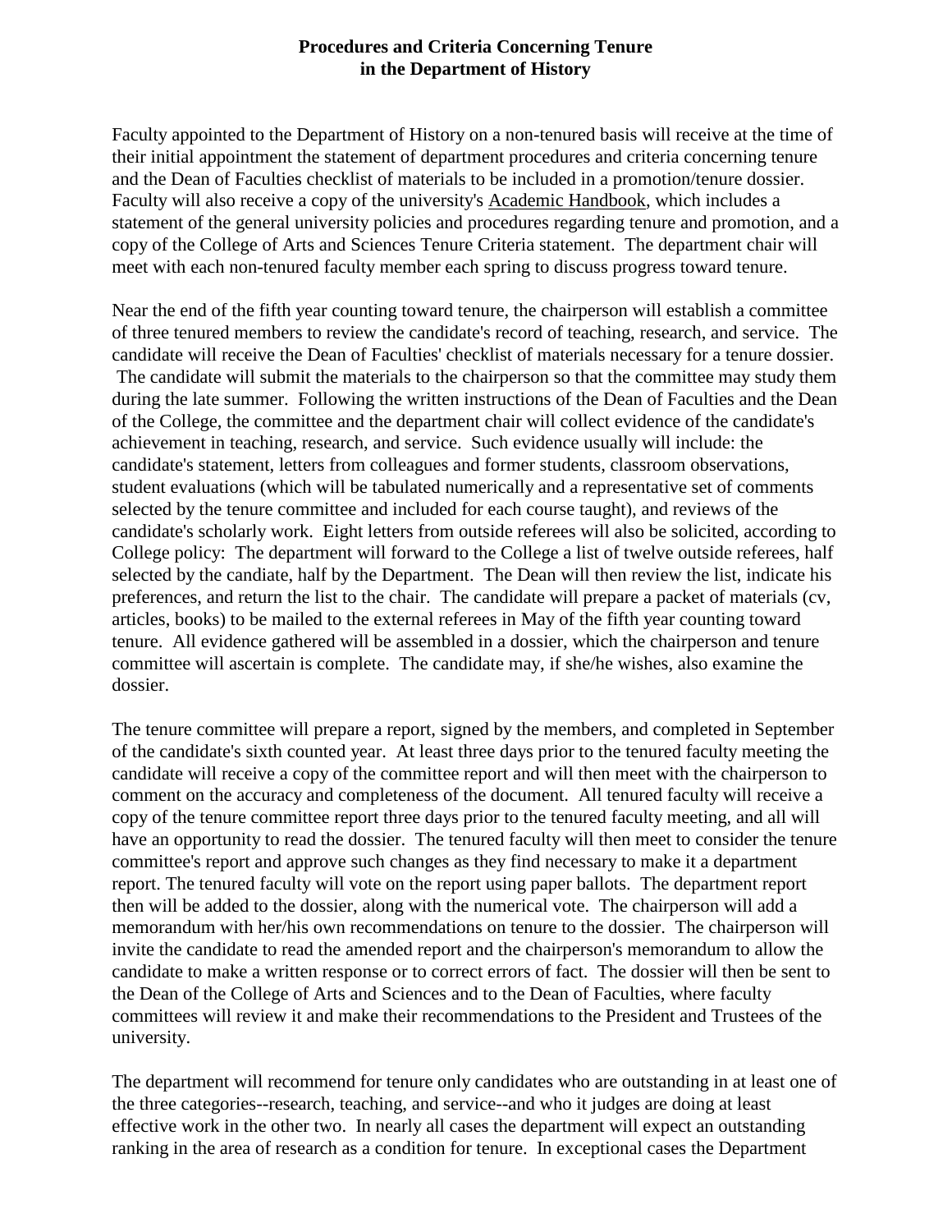**Procedures and Criteria Concerning Tenure in the Department of History**

Faculty appointed to the Department of History on a non-tenured basis will receive at the time of their initial appointment the statement of department procedures and criteria concerning tenure and the Dean of Faculties checklist of materials to be included in a promotion/tenure dossier. Faculty will also receive a copy of the university's Academic Handbook, which includes a statement of the general university policies and procedures regarding tenure and promotion, and a copy of the College of Arts and Sciences Tenure Criteria statement. The department chair will meet with each non-tenured faculty member each spring to discuss progress toward tenure.

Near the end of the fifth year counting toward tenure, the chairperson will establish a committee of three tenured members to review the candidate's record of teaching, research, and service. The candidate will receive the Dean of Faculties' checklist of materials necessary for a tenure dossier. The candidate will submit the materials to the chairperson so that the committee may study them during the late summer. Following the written instructions of the Dean of Faculties and the Dean of the College, the committee and the department chair will collect evidence of the candidate's achievement in teaching, research, and service. Such evidence usually will include: the candidate's statement, letters from colleagues and former students, classroom observations, student evaluations (which will be tabulated numerically and a representative set of comments selected by the tenure committee and included for each course taught), and reviews of the candidate's scholarly work. Eight letters from outside referees will also be solicited, according to College policy: The department will forward to the College a list of twelve outside referees, half selected by the candiate, half by the Department. The Dean will then review the list, indicate his preferences, and return the list to the chair. The candidate will prepare a packet of materials (cv, articles, books) to be mailed to the external referees in May of the fifth year counting toward tenure. All evidence gathered will be assembled in a dossier, which the chairperson and tenure committee will ascertain is complete. The candidate may, if she/he wishes, also examine the dossier.

The tenure committee will prepare a report, signed by the members, and completed in September of the candidate's sixth counted year. At least three days prior to the tenured faculty meeting the candidate will receive a copy of the committee report and will then meet with the chairperson to comment on the accuracy and completeness of the document. All tenured faculty will receive a copy of the tenure committee report three days prior to the tenured faculty meeting, and all will have an opportunity to read the dossier. The tenured faculty will then meet to consider the tenure committee's report and approve such changes as they find necessary to make it a department report. The tenured faculty will vote on the report using paper ballots. The department report then will be added to the dossier, along with the numerical vote. The chairperson will add a memorandum with her/his own recommendations on tenure to the dossier. The chairperson will invite the candidate to read the amended report and the chairperson's memorandum to allow the candidate to make a written response or to correct errors of fact. The dossier will then be sent to the Dean of the College of Arts and Sciences and to the Dean of Faculties, where faculty committees will review it and make their recommendations to the President and Trustees of the university.

The department will recommend for tenure only candidates who are outstanding in at least one of the three categories--research, teaching, and service--and who it judges are doing at least effective work in the other two. In nearly all cases the department will expect an outstanding ranking in the area of research as a condition for tenure. In exceptional cases the Department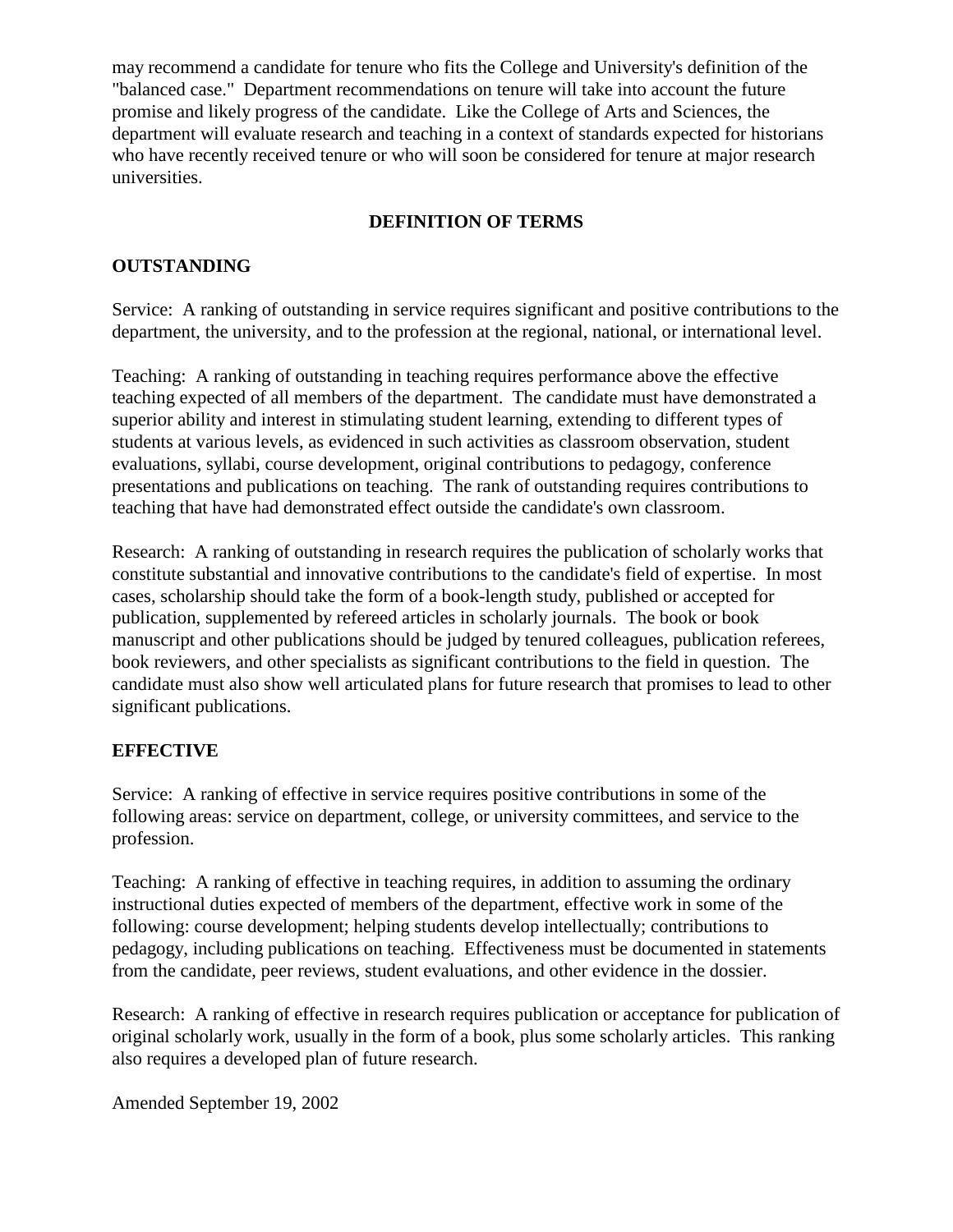may recommend a candidate for tenure who fits the College and University's definition of the "balanced case." Department recommendations on tenure will take into account the future promise and likely progress of the candidate. Like the College of Arts and Sciences, the department will evaluate research and teaching in a context of standards expected for historians who have recently received tenure or who will soon be considered for tenure at major research universities.

## DEFINITION OF TERMS

### OUTSTANDING

Service: A ranking of outstanding in service requires significant and positive contributions to the department, the university, and to the profession at the regional, national, or international level.

Teaching: A ranking of outstanding in teaching requires performance above the effective teaching expected of all members of the department. The candidate must have demonstrated a superior ability and interest in stimulating student learning, extending to different types of students at various levels, as evidenced in such activities as classroom observation, student evaluations, syllabi, course development, original contributions to pedagogy, conference presentations and publications on teaching. The rank of outstanding requires contributions to teaching that have had demonstrated effect outside the candidate's own classroom.

Research: A ranking of outstanding in research requires the publication of scholarly works that constitute substantial and innovative contributions to the candidate's field of expertise. In most cases, scholarship should take the form of a book-length study, published or accepted for publication, supplemented by refereed articles in scholarly journals. The book or book manuscript and other publications should be judged by tenured colleagues, publication referees, book reviewers, and other specialists as significant contributions to the field in question. The candidate must also show well articulated plans for future research that promises to lead to other significant publications.

### EFFECTIVE

Service: A ranking of effective in service requires positive contributions in some of the following areas: service on department, college, or university committees, and service to the profession.

Teaching: A ranking of effective in teaching requires, in addition to assuming the ordinary instructional duties expected of members of the department, effective work in some of the following: course development; helping students develop intellectually; contributions to pedagogy, including publications on teaching. Effectiveness must be documented in statements from the candidate, peer reviews, student evaluations, and other evidence in the dossier.

Research: A ranking of effective in research requires publication or acceptance for publication of original scholarly work, usually in the form of a book, plus some scholarly articles. This ranking also requires a developed plan of future research.

Amended September 19, 2002